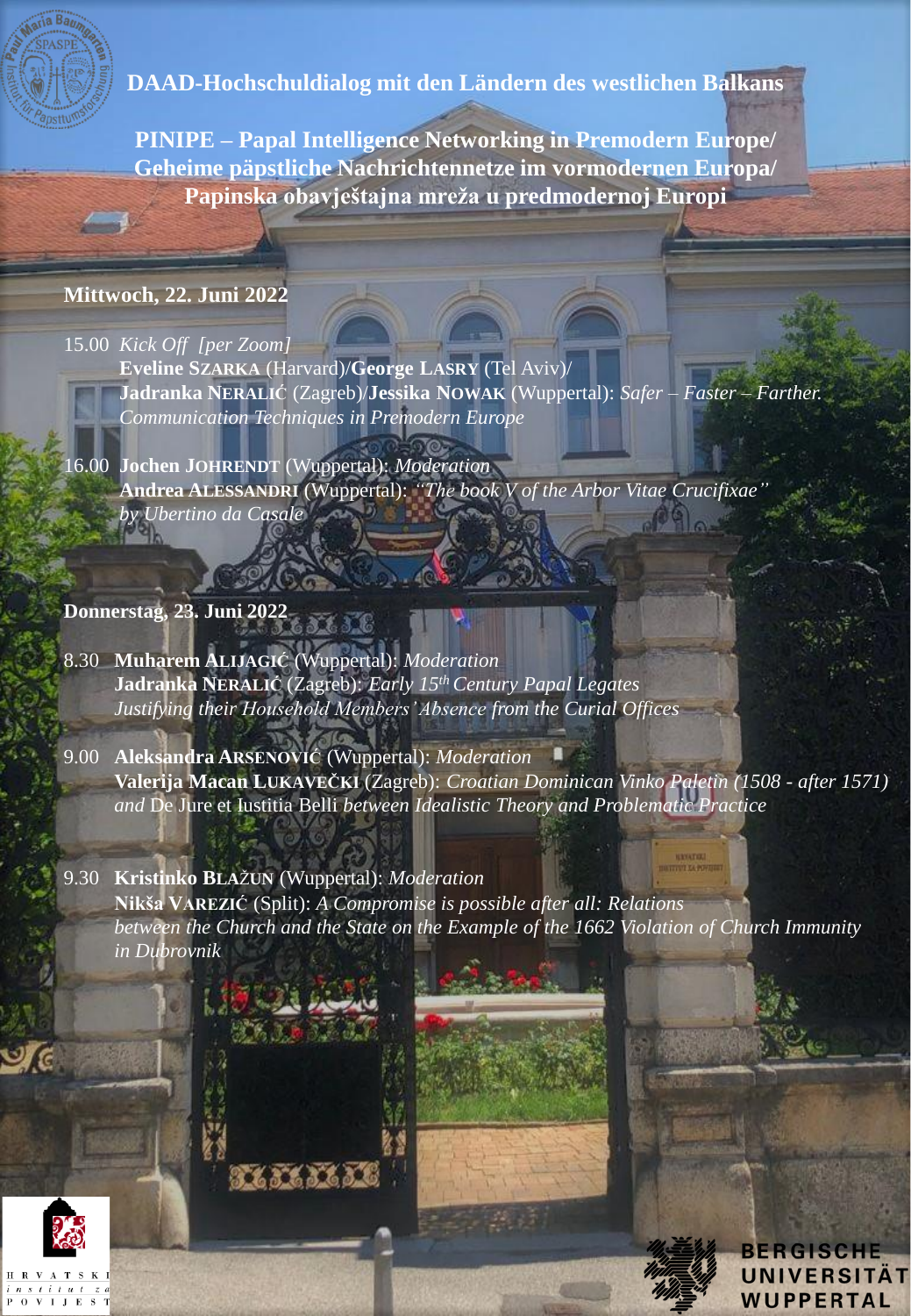# DAAD-Hochschuldialog mit den Ländern des westlichen Balkans

## PINIPE – Papal Intelligence Networking in Premodern Europe/ Geheime päpstliche Nachrichtennetze im vormodernen Europa/ Papinska obavještajna mreža u predmodernoj Europi

### Mittwoch, 22. Juni 2022

15.00 *Kick Off [per Zoom]*
**Eveline SZARKA** (Harvard)/**George LASRY** (Tel Aviv)/
**Jadranka NERALIĆ** (Zagreb)/**Jessika NOWAK** (Wuppertal): *Safer – Faster – Farther. Communication Techniques in Premodern Europe*

16.00 **Jochen JOHRENDT** (Wuppertal): *Moderation*
**Andrea ALESSANDRI** (Wuppertal): *"The book V of the Arbor Vitae Crucifixae" by Ubertino da Casale*

### Donnerstag, 23. Juni 2022

8.30 **Muharem ALIJAGIĆ** (Wuppertal): *Moderation*
**Jadranka NERALIĆ** (Zagreb): *Early 15th Century Papal Legates Justifying their Household Members' Absence from the Curial Offices*

9.00 **Aleksandra ARSENOVIĆ** (Wuppertal): *Moderation*
**Valerija Macan LUKAVEČKI** (Zagreb): *Croatian Dominican Vinko Paletin (1508 - after 1571) and* De Jure et Iustitia Belli *between Idealistic Theory and Problematic Practice*

9.30 **Kristinko BLAŽUN** (Wuppertal): *Moderation*
**Nikša VAREZIĆ** (Split): *A Compromise is possible after all: Relations between the Church and the State on the Example of the 1662 Violation of Church Immunity in Dubrovnik*

HRVATSKI institut za POVIJEST

BERGISCHE UNIVERSITÄT WUPPERTAL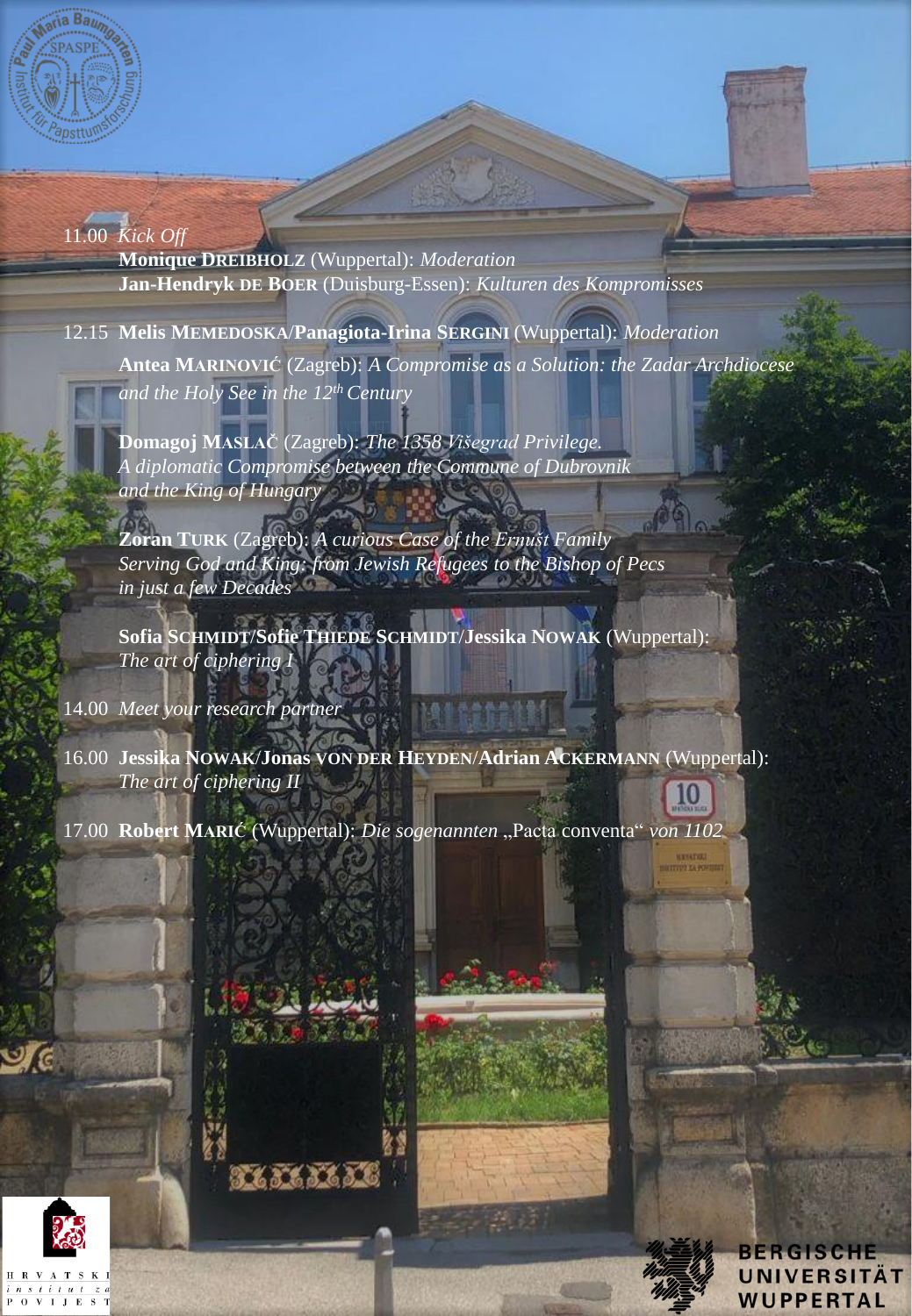11.00 *Kick Off*

**Monique DREIBHOLZ** (Wuppertal): *Moderation*

**Jan-Hendryk DE BOER** (Duisburg-Essen): *Kulturen des Kompromisses*

12.15 **Melis MEMEDOSKA/Panagiota-Irina SERGINI** (Wuppertal): *Moderation*

**Antea MARINOVIĆ** (Zagreb): *A Compromise as a Solution: the Zadar Archdiocese and the Holy See in the 12th Century*

**Domagoj MASLAČ** (Zagreb): *The 1358 Višegrad Privilege. A diplomatic Compromise between the Commune of Dubrovnik and the King of Hungary*

**Zoran TURK** (Zagreb): *A curious Case of the Ernušt Family Serving God and King: from Jewish Refugees to the Bishop of Pecs in just a few Decades*

**Sofia SCHMIDT/Sofie THIEDE SCHMIDT/Jessika NOWAK** (Wuppertal): *The art of ciphering I*

14.00 *Meet your research partner*

16.00 **Jessika NOWAK/Jonas VON DER HEYDEN/Adrian ACKERMANN** (Wuppertal): *The art of ciphering II*

17.00 **Robert MARIĆ** (Wuppertal): *Die sogenannten* „Pacta conventa“ *von 1102*

HRVATSKI institut za POVIJEST

BERGISCHE UNIVERSITÄT WUPPERTAL